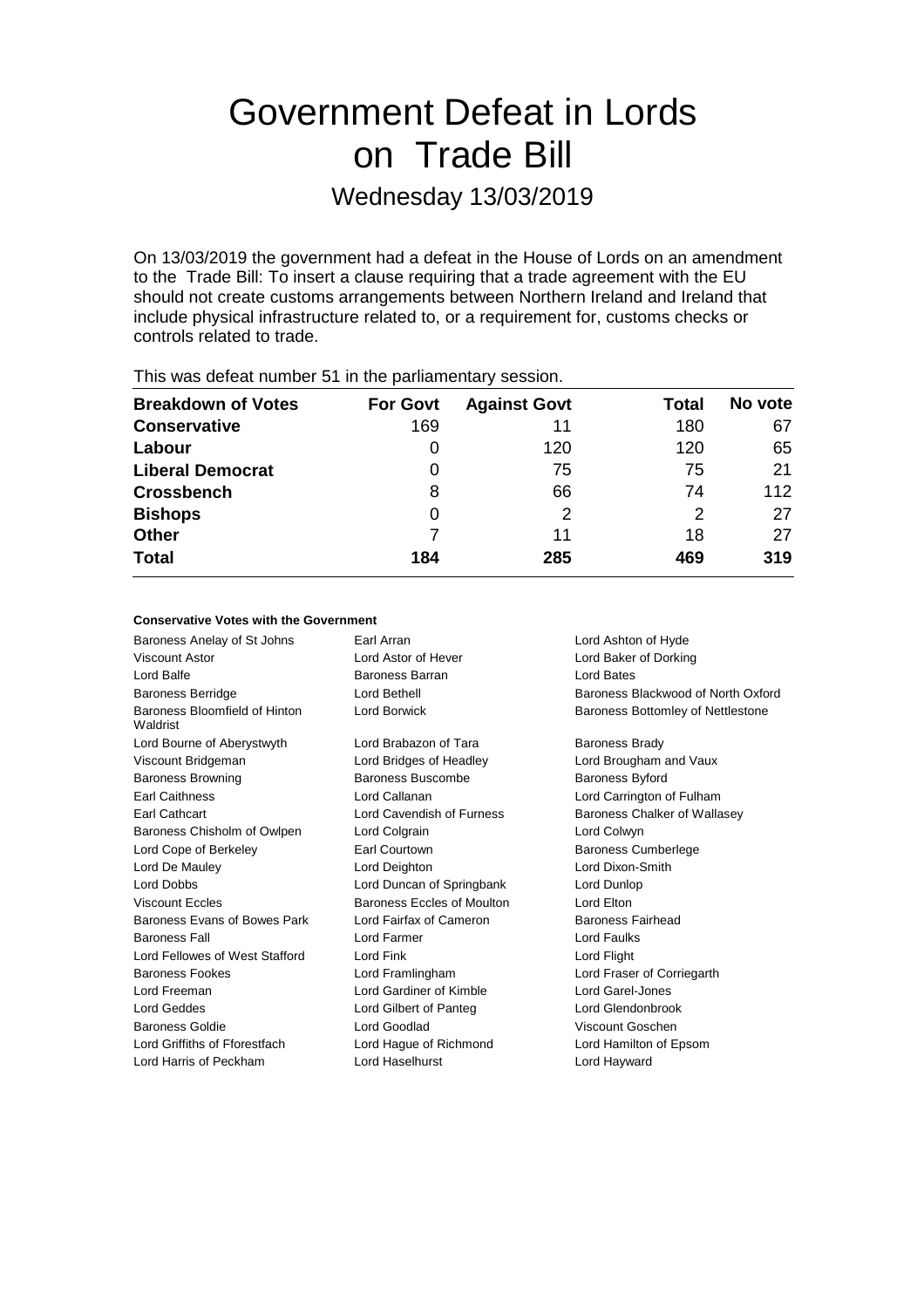# Government Defeat in Lords on Trade Bill

## Wednesday 13/03/2019

On 13/03/2019 the government had a defeat in the House of Lords on an amendment to the Trade Bill: To insert a clause requiring that a trade agreement with the EU should not create customs arrangements between Northern Ireland and Ireland that include physical infrastructure related to, or a requirement for, customs checks or controls related to trade.

This was defeat number 51 in the parliamentary session.

| Breakdown of Votes | For Govt | Against Govt | Total | No vote |
|---|---|---|---|---|
| **Conservative** | 169 | 11 | 180 | 67 |
| **Labour** | 0 | 120 | 120 | 65 |
| **Liberal Democrat** | 0 | 75 | 75 | 21 |
| **Crossbench** | 8 | 66 | 74 | 112 |
| **Bishops** | 0 | 2 | 2 | 27 |
| **Other** | 7 | 11 | 18 | 27 |
| **Total** | **184** | **285** | **469** | **319** |

### Conservative Votes with the Government

| | | |
|---|---|---|
| Baroness Anelay of St Johns | Earl Arran | Lord Ashton of Hyde |
| Viscount Astor | Lord Astor of Hever | Lord Baker of Dorking |
| Lord Balfe | Baroness Barran | Lord Bates |
| Baroness Berridge | Lord Bethell | Baroness Blackwood of North Oxford |
| Baroness Bloomfield of Hinton Waldrist | Lord Borwick | Baroness Bottomley of Nettlestone |
| Lord Bourne of Aberystwyth | Lord Brabazon of Tara | Baroness Brady |
| Viscount Bridgeman | Lord Bridges of Headley | Lord Brougham and Vaux |
| Baroness Browning | Baroness Buscombe | Baroness Byford |
| Earl Caithness | Lord Callanan | Lord Carrington of Fulham |
| Earl Cathcart | Lord Cavendish of Furness | Baroness Chalker of Wallasey |
| Baroness Chisholm of Owlpen | Lord Colgrain | Lord Colwyn |
| Lord Cope of Berkeley | Earl Courtown | Baroness Cumberlege |
| Lord De Mauley | Lord Deighton | Lord Dixon-Smith |
| Lord Dobbs | Lord Duncan of Springbank | Lord Dunlop |
| Viscount Eccles | Baroness Eccles of Moulton | Lord Elton |
| Baroness Evans of Bowes Park | Lord Fairfax of Cameron | Baroness Fairhead |
| Baroness Fall | Lord Farmer | Lord Faulks |
| Lord Fellowes of West Stafford | Lord Fink | Lord Flight |
| Baroness Fookes | Lord Framlingham | Lord Fraser of Corriegarth |
| Lord Freeman | Lord Gardiner of Kimble | Lord Garel-Jones |
| Lord Geddes | Lord Gilbert of Panteg | Lord Glendonbrook |
| Baroness Goldie | Lord Goodlad | Viscount Goschen |
| Lord Griffiths of Fforestfach | Lord Hague of Richmond | Lord Hamilton of Epsom |
| Lord Harris of Peckham | Lord Haselhurst | Lord Hayward |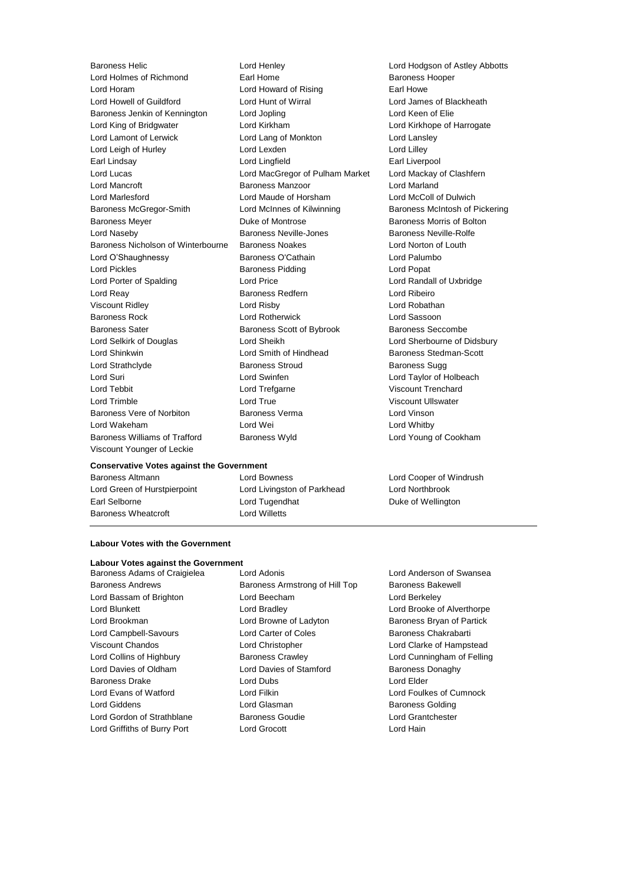Baroness Helic
Lord Henley
Lord Hodgson of Astley Abbotts
Lord Holmes of Richmond
Earl Home
Baroness Hooper
Lord Horam
Lord Howard of Rising
Earl Howe
Lord Howell of Guildford
Lord Hunt of Wirral
Lord James of Blackheath
Baroness Jenkin of Kennington
Lord Jopling
Lord Keen of Elie
Lord King of Bridgwater
Lord Kirkham
Lord Kirkhope of Harrogate
Lord Lamont of Lerwick
Lord Lang of Monkton
Lord Lansley
Lord Leigh of Hurley
Lord Lexden
Lord Lilley
Earl Lindsay
Lord Lingfield
Earl Liverpool
Lord Lucas
Lord MacGregor of Pulham Market
Lord Mackay of Clashfern
Lord Mancroft
Baroness Manzoor
Lord Marland
Lord Marlesford
Lord Maude of Horsham
Lord McColl of Dulwich
Baroness McGregor-Smith
Lord McInnes of Kilwinning
Baroness McIntosh of Pickering
Baroness Meyer
Duke of Montrose
Baroness Morris of Bolton
Lord Naseby
Baroness Neville-Jones
Baroness Neville-Rolfe
Baroness Nicholson of Winterbourne
Baroness Noakes
Lord Norton of Louth
Lord O'Shaughnessy
Baroness O'Cathain
Lord Palumbo
Lord Pickles
Baroness Pidding
Lord Popat
Lord Porter of Spalding
Lord Price
Lord Randall of Uxbridge
Lord Reay
Baroness Redfern
Lord Ribeiro
Viscount Ridley
Lord Risby
Lord Robathan
Baroness Rock
Lord Rotherwick
Lord Sassoon
Baroness Sater
Baroness Scott of Bybrook
Baroness Seccombe
Lord Selkirk of Douglas
Lord Sheikh
Lord Sherbourne of Didsbury
Lord Shinkwin
Lord Smith of Hindhead
Baroness Stedman-Scott
Lord Strathclyde
Baroness Stroud
Baroness Sugg
Lord Suri
Lord Swinfen
Lord Taylor of Holbeach
Lord Tebbit
Lord Trefgarne
Viscount Trenchard
Lord Trimble
Lord True
Viscount Ullswater
Baroness Vere of Norbiton
Baroness Verma
Lord Vinson
Lord Wakeham
Lord Wei
Lord Whitby
Baroness Williams of Trafford
Baroness Wyld
Lord Young of Cookham
Viscount Younger of Leckie

**Conservative Votes against the Government**

Baroness Altmann
Lord Bowness
Lord Cooper of Windrush
Lord Green of Hurstpierpoint
Lord Livingston of Parkhead
Lord Northbrook
Earl Selborne
Lord Tugendhat
Duke of Wellington
Baroness Wheatcroft
Lord Willetts

**Labour Votes with the Government**

**Labour Votes against the Government**

Baroness Adams of Craigielea
Lord Adonis
Lord Anderson of Swansea
Baroness Andrews
Baroness Armstrong of Hill Top
Baroness Bakewell
Lord Bassam of Brighton
Lord Beecham
Lord Berkeley
Lord Blunkett
Lord Bradley
Lord Brooke of Alverthorpe
Lord Brookman
Lord Browne of Ladyton
Baroness Bryan of Partick
Lord Campbell-Savours
Lord Carter of Coles
Baroness Chakrabarti
Viscount Chandos
Lord Christopher
Lord Clarke of Hampstead
Lord Collins of Highbury
Baroness Crawley
Lord Cunningham of Felling
Lord Davies of Oldham
Lord Davies of Stamford
Baroness Donaghy
Baroness Drake
Lord Dubs
Lord Elder
Lord Evans of Watford
Lord Filkin
Lord Foulkes of Cumnock
Lord Giddens
Lord Glasman
Baroness Golding
Lord Gordon of Strathblane
Baroness Goudie
Lord Grantchester
Lord Griffiths of Burry Port
Lord Grocott
Lord Hain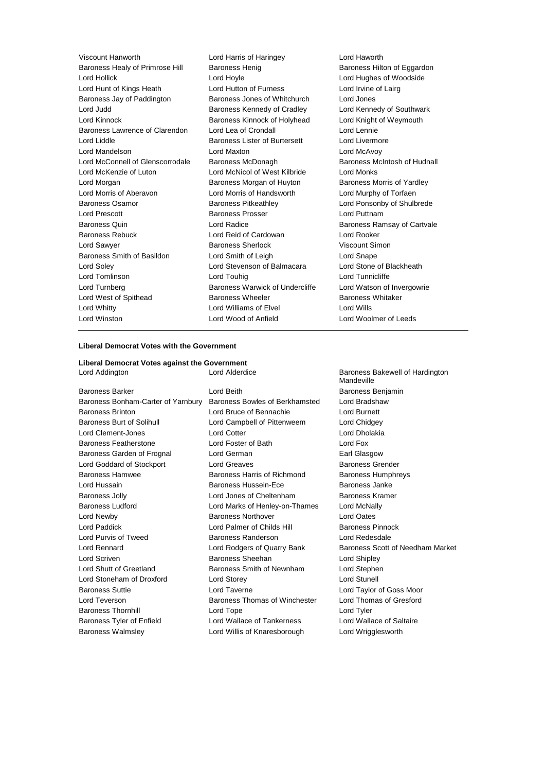Viscount Hanworth
Lord Harris of Haringey
Lord Haworth
Baroness Healy of Primrose Hill
Baroness Henig
Baroness Hilton of Eggardon
Lord Hollick
Lord Hoyle
Lord Hughes of Woodside
Lord Hunt of Kings Heath
Lord Hutton of Furness
Lord Irvine of Lairg
Baroness Jay of Paddington
Baroness Jones of Whitchurch
Lord Jones
Lord Judd
Baroness Kennedy of Cradley
Lord Kennedy of Southwark
Lord Kinnock
Baroness Kinnock of Holyhead
Lord Knight of Weymouth
Baroness Lawrence of Clarendon
Lord Lea of Crondall
Lord Lennie
Lord Liddle
Baroness Lister of Burtersett
Lord Livermore
Lord Mandelson
Lord Maxton
Lord McAvoy
Lord McConnell of Glenscorrodale
Baroness McDonagh
Baroness McIntosh of Hudnall
Lord McKenzie of Luton
Lord McNicol of West Kilbride
Lord Monks
Lord Morgan
Baroness Morgan of Huyton
Baroness Morris of Yardley
Lord Morris of Aberavon
Lord Morris of Handsworth
Lord Murphy of Torfaen
Baroness Osamor
Baroness Pitkeathley
Lord Ponsonby of Shulbrede
Lord Prescott
Baroness Prosser
Lord Puttnam
Baroness Quin
Lord Radice
Baroness Ramsay of Cartvale
Baroness Rebuck
Lord Reid of Cardowan
Lord Rooker
Lord Sawyer
Baroness Sherlock
Viscount Simon
Baroness Smith of Basildon
Lord Smith of Leigh
Lord Snape
Lord Soley
Lord Stevenson of Balmacara
Lord Stone of Blackheath
Lord Tomlinson
Lord Touhig
Lord Tunnicliffe
Lord Turnberg
Baroness Warwick of Undercliffe
Lord Watson of Invergowrie
Lord West of Spithead
Baroness Wheeler
Baroness Whitaker
Lord Whitty
Lord Williams of Elvel
Lord Wills
Lord Winston
Lord Wood of Anfield
Lord Woolmer of Leeds

**Liberal Democrat Votes with the Government**

**Liberal Democrat Votes against the Government**

Lord Addington
Lord Alderdice
Baroness Bakewell of Hardington Mandeville
Baroness Barker
Lord Beith
Baroness Benjamin
Baroness Bonham-Carter of Yarnbury
Baroness Bowles of Berkhamsted
Lord Bradshaw
Baroness Brinton
Lord Bruce of Bennachie
Lord Burnett
Baroness Burt of Solihull
Lord Campbell of Pittenweem
Lord Chidgey
Lord Clement-Jones
Lord Cotter
Lord Dholakia
Baroness Featherstone
Lord Foster of Bath
Lord Fox
Baroness Garden of Frognal
Lord German
Earl Glasgow
Lord Goddard of Stockport
Lord Greaves
Baroness Grender
Baroness Hamwee
Baroness Harris of Richmond
Baroness Humphreys
Lord Hussain
Baroness Hussein-Ece
Baroness Janke
Baroness Jolly
Lord Jones of Cheltenham
Baroness Kramer
Baroness Ludford
Lord Marks of Henley-on-Thames
Lord McNally
Lord Newby
Baroness Northover
Lord Oates
Lord Paddick
Lord Palmer of Childs Hill
Baroness Pinnock
Lord Purvis of Tweed
Baroness Randerson
Lord Redesdale
Lord Rennard
Lord Rodgers of Quarry Bank
Baroness Scott of Needham Market
Lord Scriven
Baroness Sheehan
Lord Shipley
Lord Shutt of Greetland
Baroness Smith of Newnham
Lord Stephen
Lord Stoneham of Droxford
Lord Storey
Lord Stunell
Baroness Suttie
Lord Taverne
Lord Taylor of Goss Moor
Lord Teverson
Baroness Thomas of Winchester
Lord Thomas of Gresford
Baroness Thornhill
Lord Tope
Lord Tyler
Baroness Tyler of Enfield
Lord Wallace of Tankerness
Lord Wallace of Saltaire
Baroness Walmsley
Lord Willis of Knaresborough
Lord Wrigglesworth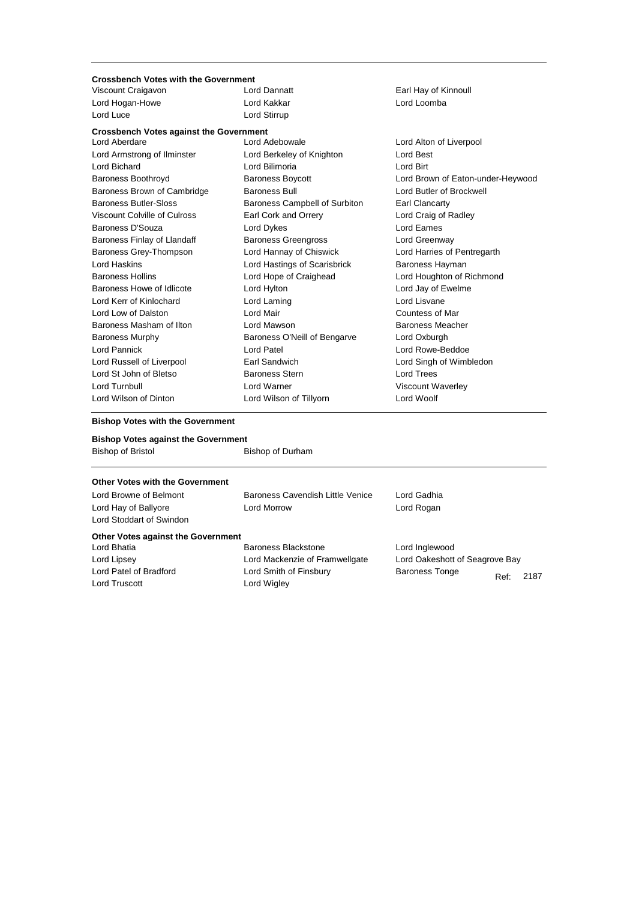**Crossbench Votes with the Government**

Viscount Craigavon, Lord Dannatt, Earl Hay of Kinnoull, Lord Hogan-Howe, Lord Kakkar, Lord Loomba, Lord Luce, Lord Stirrup

**Crossbench Votes against the Government**

Lord Aberdare, Lord Adebowale, Lord Alton of Liverpool, Lord Armstrong of Ilminster, Lord Berkeley of Knighton, Lord Best, Lord Bichard, Lord Bilimoria, Lord Birt, Baroness Boothroyd, Baroness Boycott, Lord Brown of Eaton-under-Heywood, Baroness Brown of Cambridge, Baroness Bull, Lord Butler of Brockwell, Baroness Butler-Sloss, Baroness Campbell of Surbiton, Earl Clancarty, Viscount Colville of Culross, Earl Cork and Orrery, Lord Craig of Radley, Baroness D'Souza, Lord Dykes, Lord Eames, Baroness Finlay of Llandaff, Baroness Greengross, Lord Greenway, Baroness Grey-Thompson, Lord Hannay of Chiswick, Lord Harries of Pentregarth, Lord Haskins, Lord Hastings of Scarisbrick, Baroness Hayman, Baroness Hollins, Lord Hope of Craighead, Lord Houghton of Richmond, Baroness Howe of Idlicote, Lord Hylton, Lord Jay of Ewelme, Lord Kerr of Kinlochard, Lord Laming, Lord Lisvane, Lord Low of Dalston, Lord Mair, Countess of Mar, Baroness Masham of Ilton, Lord Mawson, Baroness Meacher, Baroness Murphy, Baroness O'Neill of Bengarve, Lord Oxburgh, Lord Pannick, Lord Patel, Lord Rowe-Beddoe, Lord Russell of Liverpool, Earl Sandwich, Lord Singh of Wimbledon, Lord St John of Bletso, Baroness Stern, Lord Trees, Lord Turnbull, Lord Warner, Viscount Waverley, Lord Wilson of Dinton, Lord Wilson of Tillyorn, Lord Woolf

**Bishop Votes with the Government**

**Bishop Votes against the Government**

Bishop of Bristol, Bishop of Durham

**Other Votes with the Government**

Lord Browne of Belmont, Baroness Cavendish Little Venice, Lord Gadhia, Lord Hay of Ballyore, Lord Morrow, Lord Rogan, Lord Stoddart of Swindon

**Other Votes against the Government**

Lord Bhatia, Baroness Blackstone, Lord Inglewood, Lord Lipsey, Lord Mackenzie of Framwellgate, Lord Oakeshott of Seagrove Bay, Lord Patel of Bradford, Lord Smith of Finsbury, Baroness Tonge, Lord Truscott, Lord Wigley

Ref: 2187